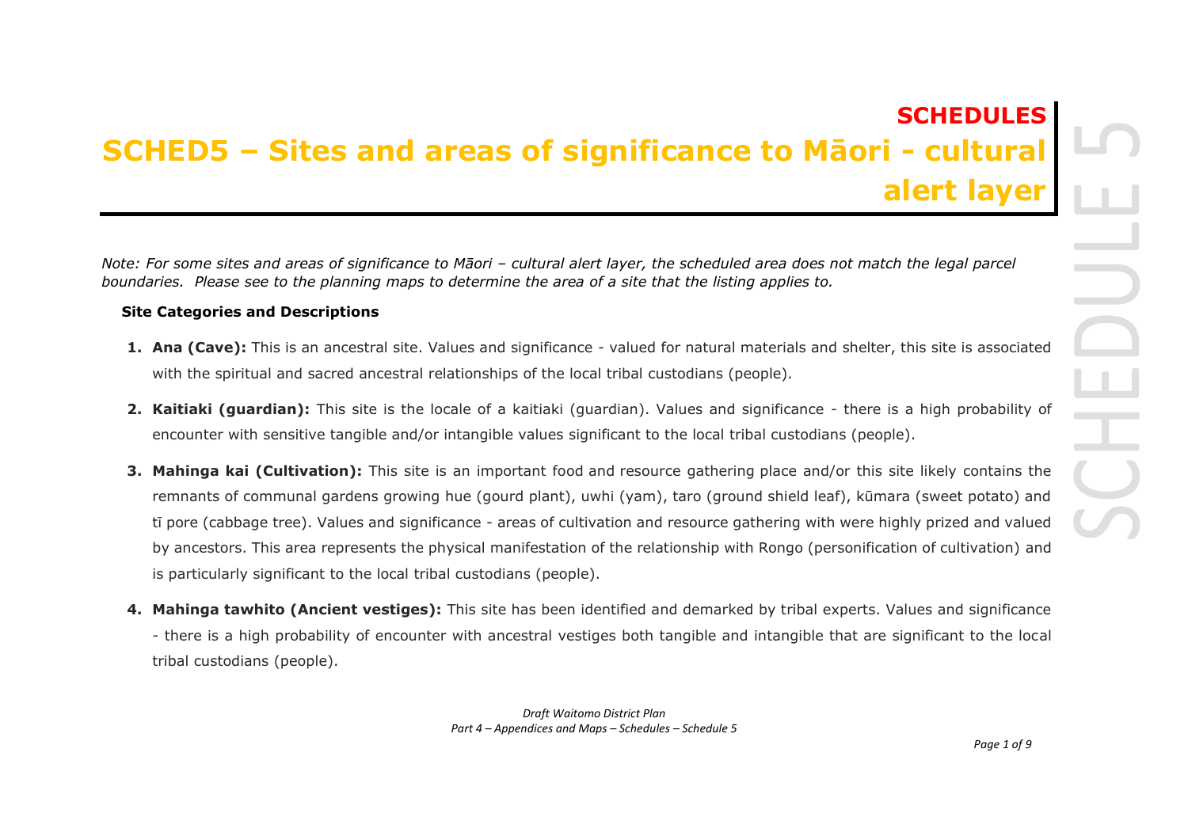# SCHEDULES

# SCHED5 – Sites and areas of significance to Māori - cultural alert layer

*Note: For some sites and areas of significance to Māori – cultural alert layer, the scheduled area does not match the legal parcel boundaries. Please see to the planning maps to determine the area of a site that the listing applies to.*

**Site Categories and Descriptions**

1. **Ana (Cave):** This is an ancestral site. Values and significance - valued for natural materials and shelter, this site is associated with the spiritual and sacred ancestral relationships of the local tribal custodians (people).

2. **Kaitiaki (guardian):** This site is the locale of a kaitiaki (guardian). Values and significance - there is a high probability of encounter with sensitive tangible and/or intangible values significant to the local tribal custodians (people).

3. **Mahinga kai (Cultivation):** This site is an important food and resource gathering place and/or this site likely contains the remnants of communal gardens growing hue (gourd plant), uwhi (yam), taro (ground shield leaf), kūmara (sweet potato) and tī pore (cabbage tree). Values and significance - areas of cultivation and resource gathering with were highly prized and valued by ancestors. This area represents the physical manifestation of the relationship with Rongo (personification of cultivation) and is particularly significant to the local tribal custodians (people).

4. **Mahinga tawhito (Ancient vestiges):** This site has been identified and demarked by tribal experts. Values and significance - there is a high probability of encounter with ancestral vestiges both tangible and intangible that are significant to the local tribal custodians (people).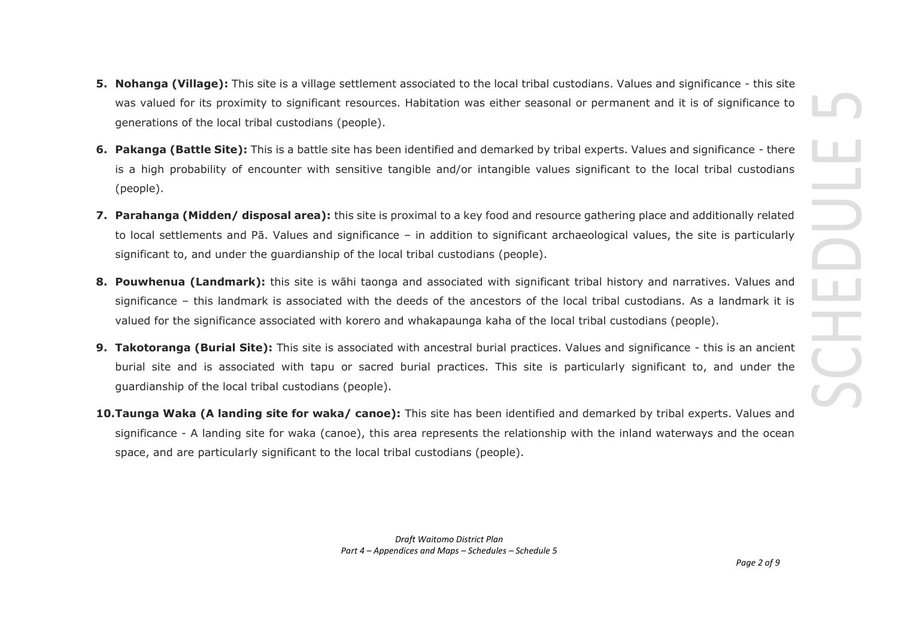5. **Nohanga (Village):** This site is a village settlement associated to the local tribal custodians. Values and significance - this site was valued for its proximity to significant resources. Habitation was either seasonal or permanent and it is of significance to generations of the local tribal custodians (people).
6. **Pakanga (Battle Site):** This is a battle site has been identified and demarked by tribal experts. Values and significance - there is a high probability of encounter with sensitive tangible and/or intangible values significant to the local tribal custodians (people).
7. **Parahanga (Midden/ disposal area):** this site is proximal to a key food and resource gathering place and additionally related to local settlements and Pā. Values and significance – in addition to significant archaeological values, the site is particularly significant to, and under the guardianship of the local tribal custodians (people).
8. **Pouwhenua (Landmark):** this site is wāhi taonga and associated with significant tribal history and narratives. Values and significance – this landmark is associated with the deeds of the ancestors of the local tribal custodians. As a landmark it is valued for the significance associated with korero and whakapaunga kaha of the local tribal custodians (people).
9. **Takotoranga (Burial Site):** This site is associated with ancestral burial practices. Values and significance - this is an ancient burial site and is associated with tapu or sacred burial practices. This site is particularly significant to, and under the guardianship of the local tribal custodians (people).
10. **Taunga Waka (A landing site for waka/ canoe):** This site has been identified and demarked by tribal experts. Values and significance - A landing site for waka (canoe), this area represents the relationship with the inland waterways and the ocean space, and are particularly significant to the local tribal custodians (people).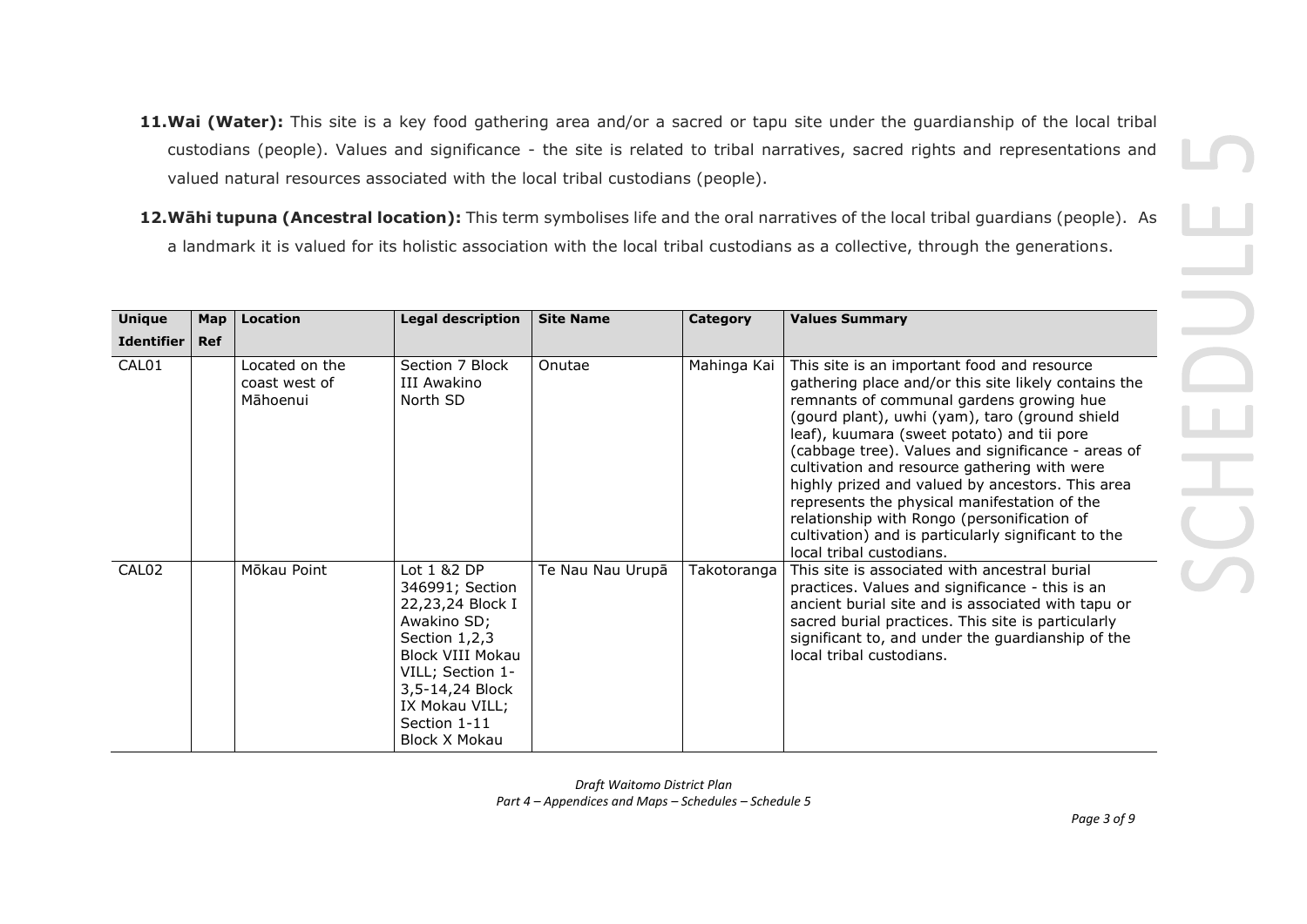11. **Wai (Water):** This site is a key food gathering area and/or a sacred or tapu site under the guardianship of the local tribal custodians (people). Values and significance - the site is related to tribal narratives, sacred rights and representations and valued natural resources associated with the local tribal custodians (people).

12. **Wāhi tupuna (Ancestral location):** This term symbolises life and the oral narratives of the local tribal guardians (people). As a landmark it is valued for its holistic association with the local tribal custodians as a collective, through the generations.

| Unique Identifier | Map Ref | Location | Legal description | Site Name | Category | Values Summary |
|---|---|---|---|---|---|---|
| CAL01 | | Located on the coast west of Māhoenui | Section 7 Block III Awakino North SD | Onutae | Mahinga Kai | This site is an important food and resource gathering place and/or this site likely contains the remnants of communal gardens growing hue (gourd plant), uwhi (yam), taro (ground shield leaf), kuumara (sweet potato) and tii pore (cabbage tree). Values and significance - areas of cultivation and resource gathering with were highly prized and valued by ancestors. This area represents the physical manifestation of the relationship with Rongo (personification of cultivation) and is particularly significant to the local tribal custodians. |
| CAL02 | | Mōkau Point | Lot 1 &2 DP 346991; Section 22,23,24 Block I Awakino SD; Section 1,2,3 Block VIII Mokau VILL; Section 1-3,5-14,24 Block IX Mokau VILL; Section 1-11 Block X Mokau | Te Nau Nau Urupā | Takotoranga | This site is associated with ancestral burial practices. Values and significance - this is an ancient burial site and is associated with tapu or sacred burial practices. This site is particularly significant to, and under the guardianship of the local tribal custodians. |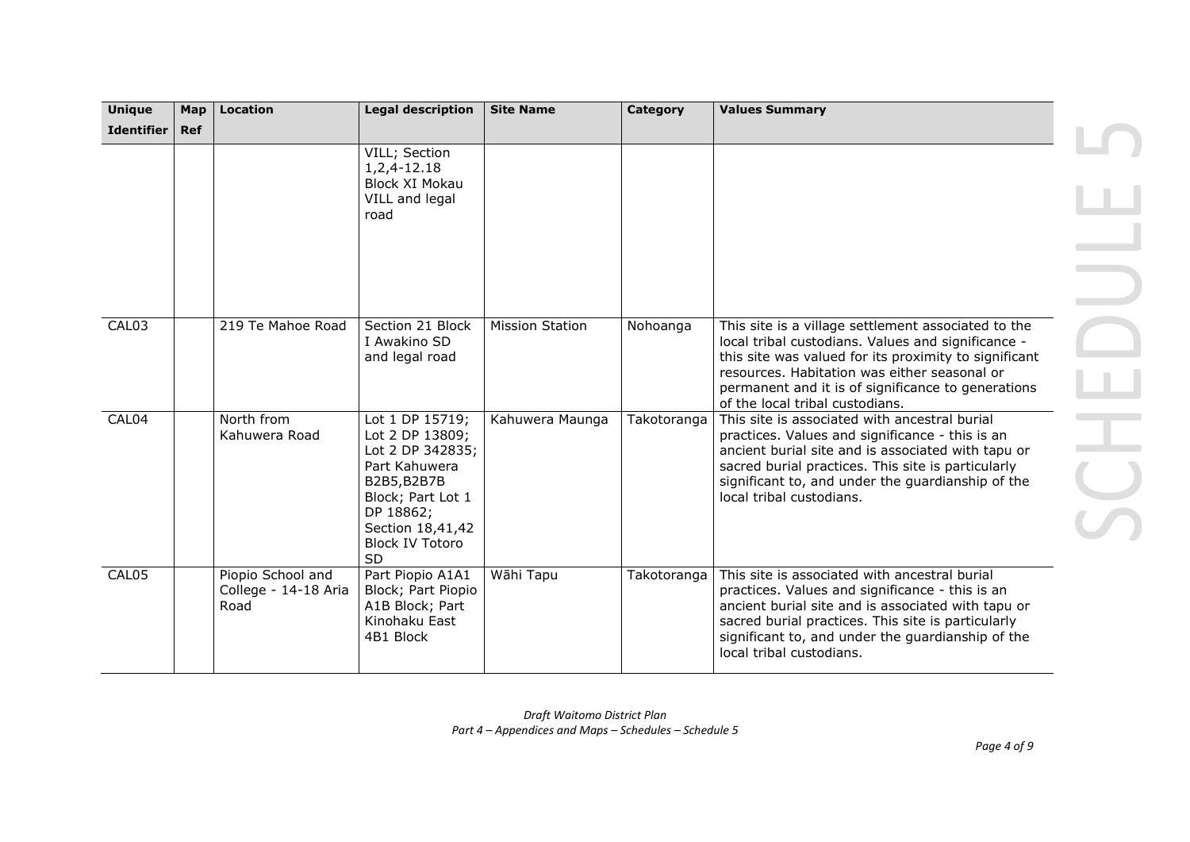| Unique Identifier | Map Ref | Location | Legal description | Site Name | Category | Values Summary |
|---|---|---|---|---|---|---|
| | | | VILL; Section 1,2,4-12.18 Block XI Mokau VILL and legal road | | | |
| CAL03 | | 219 Te Mahoe Road | Section 21 Block I Awakino SD and legal road | Mission Station | Nohoanga | This site is a village settlement associated to the local tribal custodians. Values and significance - this site was valued for its proximity to significant resources. Habitation was either seasonal or permanent and it is of significance to generations of the local tribal custodians. |
| CAL04 | | North from Kahuwera Road | Lot 1 DP 15719; Lot 2 DP 13809; Lot 2 DP 342835; Part Kahuwera B2B5,B2B7B Block; Part Lot 1 DP 18862; Section 18,41,42 Block IV Totoro SD | Kahuwera Maunga | Takotoranga | This site is associated with ancestral burial practices. Values and significance - this is an ancient burial site and is associated with tapu or sacred burial practices. This site is particularly significant to, and under the guardianship of the local tribal custodians. |
| CAL05 | | Piopio School and College - 14-18 Aria Road | Part Piopio A1A1 Block; Part Piopio A1B Block; Part Kinohaku East 4B1 Block | Wāhi Tapu | Takotoranga | This site is associated with ancestral burial practices. Values and significance - this is an ancient burial site and is associated with tapu or sacred burial practices. This site is particularly significant to, and under the guardianship of the local tribal custodians. |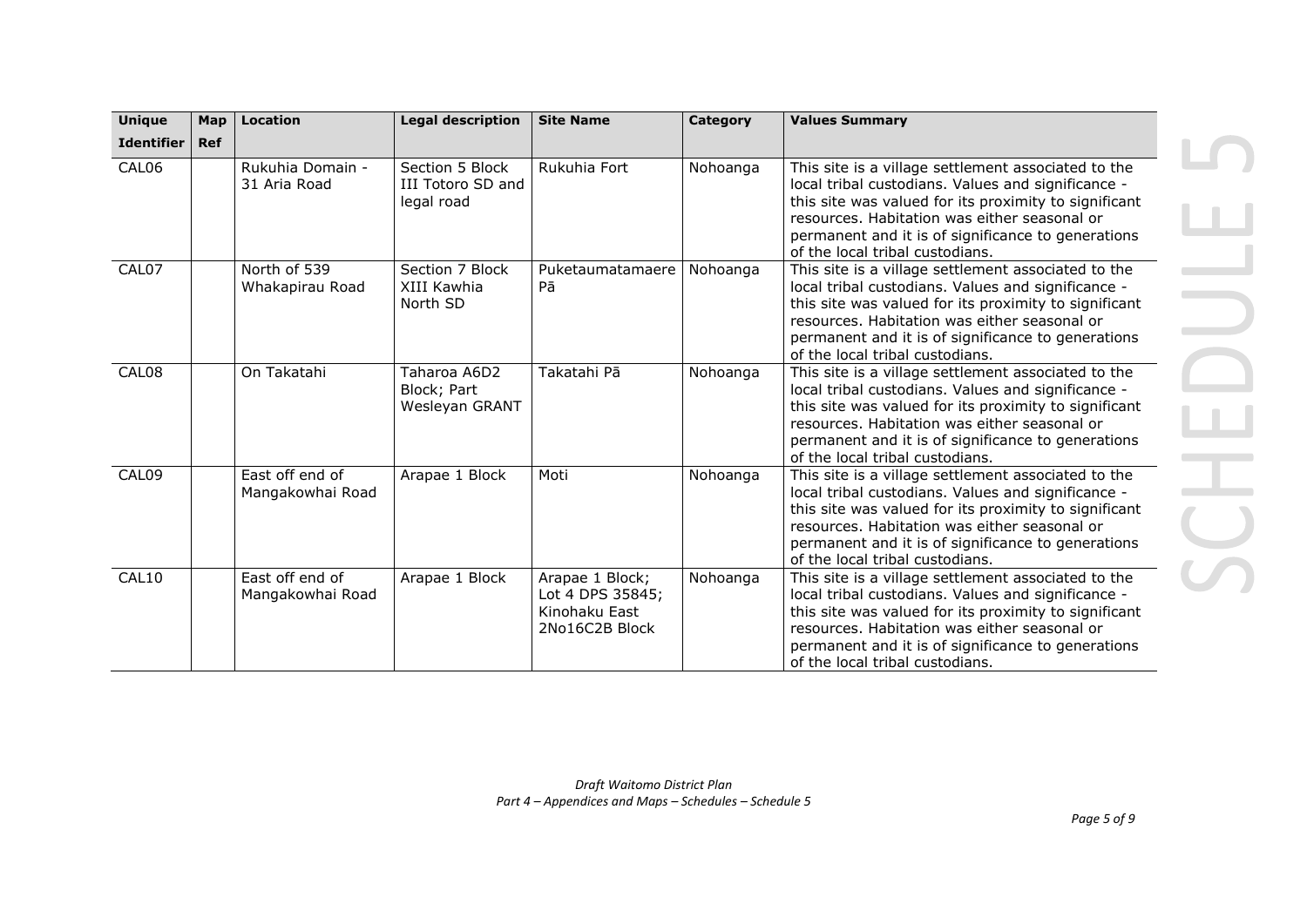| Unique Identifier | Map Ref | Location | Legal description | Site Name | Category | Values Summary |
|---|---|---|---|---|---|---|
| CAL06 | | Rukuhia Domain - 31 Aria Road | Section 5 Block III Totoro SD and legal road | Rukuhia Fort | Nohoanga | This site is a village settlement associated to the local tribal custodians. Values and significance - this site was valued for its proximity to significant resources. Habitation was either seasonal or permanent and it is of significance to generations of the local tribal custodians. |
| CAL07 | | North of 539 Whakapirau Road | Section 7 Block XIII Kawhia North SD | Puketaumatamaere Pā | Nohoanga | This site is a village settlement associated to the local tribal custodians. Values and significance - this site was valued for its proximity to significant resources. Habitation was either seasonal or permanent and it is of significance to generations of the local tribal custodians. |
| CAL08 | | On Takatahi | Taharoa A6D2 Block; Part Wesleyan GRANT | Takatahi Pā | Nohoanga | This site is a village settlement associated to the local tribal custodians. Values and significance - this site was valued for its proximity to significant resources. Habitation was either seasonal or permanent and it is of significance to generations of the local tribal custodians. |
| CAL09 | | East off end of Mangakowhai Road | Arapae 1 Block | Moti | Nohoanga | This site is a village settlement associated to the local tribal custodians. Values and significance - this site was valued for its proximity to significant resources. Habitation was either seasonal or permanent and it is of significance to generations of the local tribal custodians. |
| CAL10 | | East off end of Mangakowhai Road | Arapae 1 Block | Arapae 1 Block; Lot 4 DPS 35845; Kinohaku East 2No16C2B Block | Nohoanga | This site is a village settlement associated to the local tribal custodians. Values and significance - this site was valued for its proximity to significant resources. Habitation was either seasonal or permanent and it is of significance to generations of the local tribal custodians. |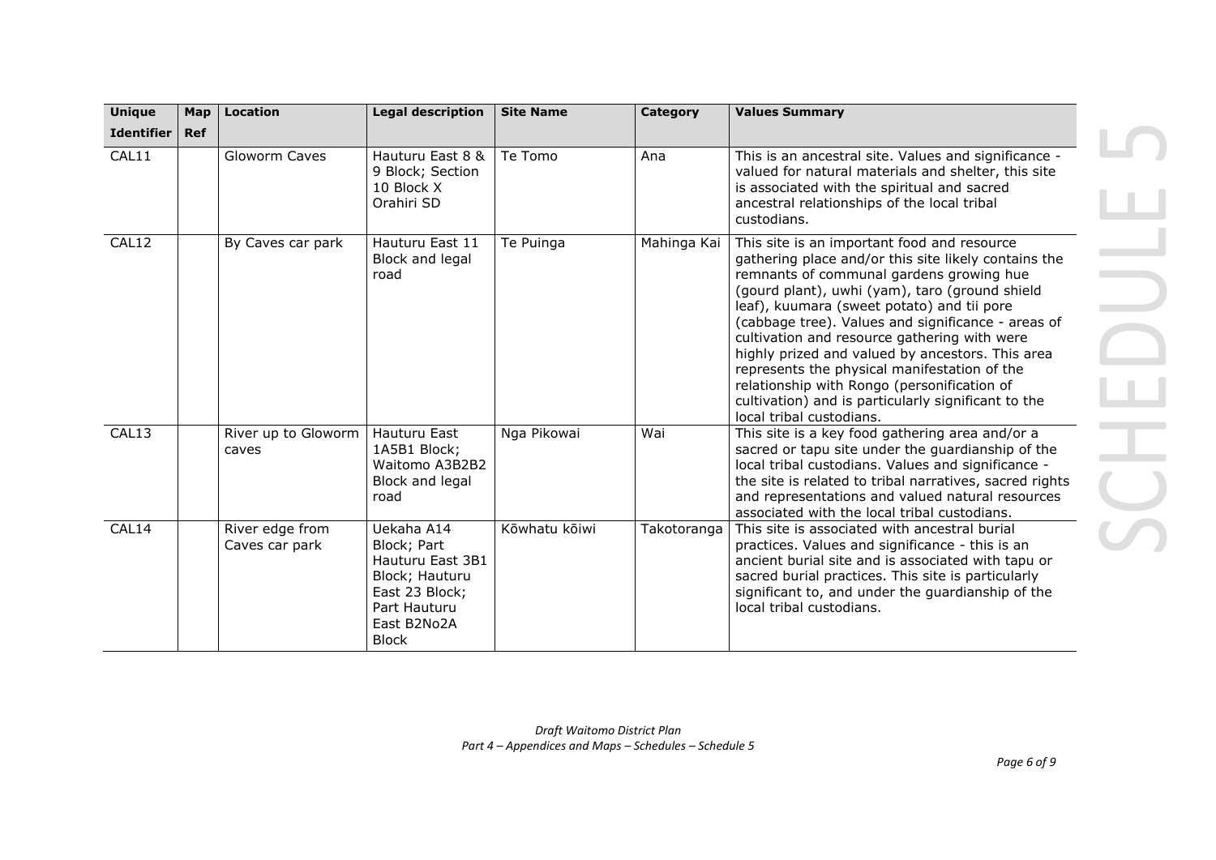| Unique Identifier | Map Ref | Location | Legal description | Site Name | Category | Values Summary |
|---|---|---|---|---|---|---|
| CAL11 | | Gloworm Caves | Hauturu East 8 & 9 Block; Section 10 Block X Orahiri SD | Te Tomo | Ana | This is an ancestral site. Values and significance - valued for natural materials and shelter, this site is associated with the spiritual and sacred ancestral relationships of the local tribal custodians. |
| CAL12 | | By Caves car park | Hauturu East 11 Block and legal road | Te Puinga | Mahinga Kai | This site is an important food and resource gathering place and/or this site likely contains the remnants of communal gardens growing hue (gourd plant), uwhi (yam), taro (ground shield leaf), kuumara (sweet potato) and tii pore (cabbage tree). Values and significance - areas of cultivation and resource gathering with were highly prized and valued by ancestors. This area represents the physical manifestation of the relationship with Rongo (personification of cultivation) and is particularly significant to the local tribal custodians. |
| CAL13 | | River up to Gloworm caves | Hauturu East 1A5B1 Block; Waitomo A3B2B2 Block and legal road | Nga Pikowai | Wai | This site is a key food gathering area and/or a sacred or tapu site under the guardianship of the local tribal custodians. Values and significance - the site is related to tribal narratives, sacred rights and representations and valued natural resources associated with the local tribal custodians. |
| CAL14 | | River edge from Caves car park | Uekaha A14 Block; Part Hauturu East 3B1 Block; Hauturu East 23 Block; Part Hauturu East B2No2A Block | Kōwhatu kōiwi | Takotoranga | This site is associated with ancestral burial practices. Values and significance - this is an ancient burial site and is associated with tapu or sacred burial practices. This site is particularly significant to, and under the guardianship of the local tribal custodians. |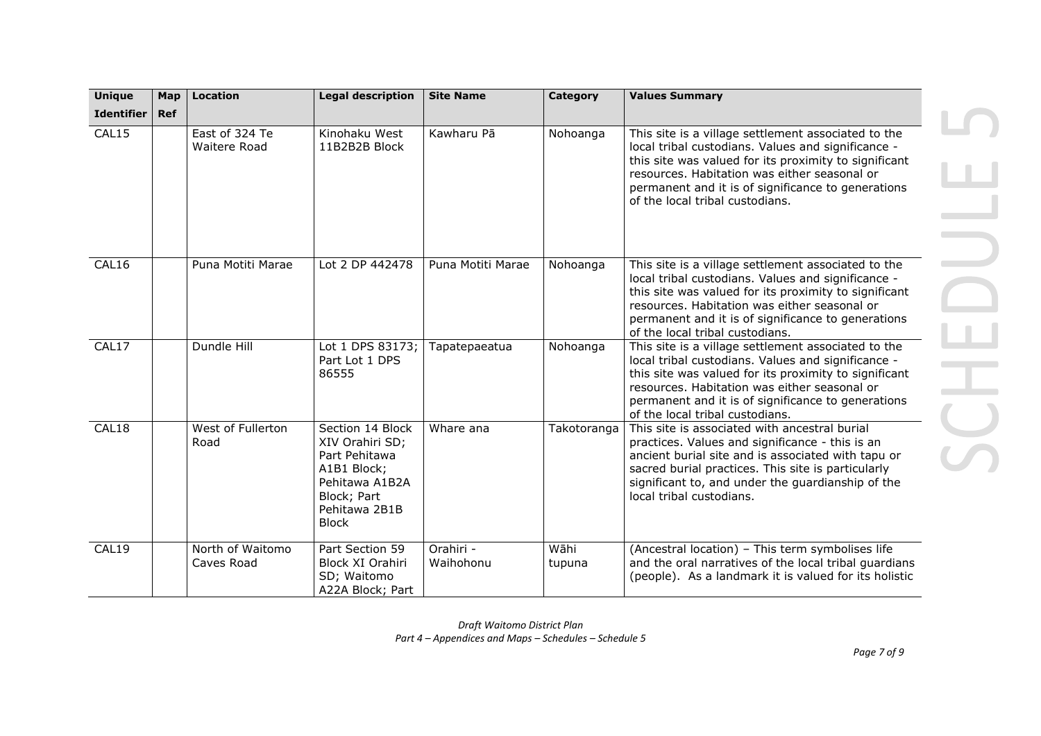| Unique Identifier | Map Ref | Location | Legal description | Site Name | Category | Values Summary |
|---|---|---|---|---|---|---|
| CAL15 | | East of 324 Te Waitere Road | Kinohaku West 11B2B2B Block | Kawharu Pā | Nohoanga | This site is a village settlement associated to the local tribal custodians. Values and significance - this site was valued for its proximity to significant resources. Habitation was either seasonal or permanent and it is of significance to generations of the local tribal custodians. |
| CAL16 | | Puna Motiti Marae | Lot 2 DP 442478 | Puna Motiti Marae | Nohoanga | This site is a village settlement associated to the local tribal custodians. Values and significance - this site was valued for its proximity to significant resources. Habitation was either seasonal or permanent and it is of significance to generations of the local tribal custodians. |
| CAL17 | | Dundle Hill | Lot 1 DPS 83173; Part Lot 1 DPS 86555 | Tapatepaeatua | Nohoanga | This site is a village settlement associated to the local tribal custodians. Values and significance - this site was valued for its proximity to significant resources. Habitation was either seasonal or permanent and it is of significance to generations of the local tribal custodians. |
| CAL18 | | West of Fullerton Road | Section 14 Block XIV Orahiri SD; Part Pehitawa A1B1 Block; Pehitawa A1B2A Block; Part Pehitawa 2B1B Block | Whare ana | Takotoranga | This site is associated with ancestral burial practices. Values and significance - this is an ancient burial site and is associated with tapu or sacred burial practices. This site is particularly significant to, and under the guardianship of the local tribal custodians. |
| CAL19 | | North of Waitomo Caves Road | Part Section 59 Block XI Orahiri SD; Waitomo A22A Block; Part | Orahiri - Waihohonu | Wāhi tupuna | (Ancestral location) – This term symbolises life and the oral narratives of the local tribal guardians (people). As a landmark it is valued for its holistic |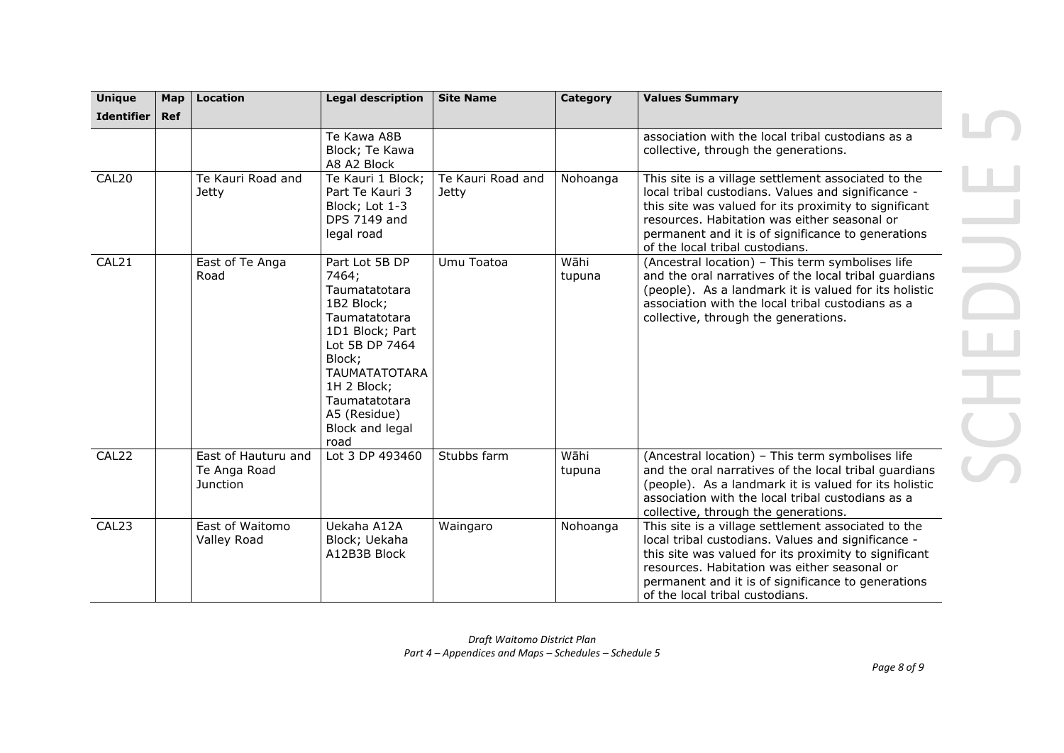| Unique Identifier | Map Ref | Location | Legal description | Site Name | Category | Values Summary |
| --- | --- | --- | --- | --- | --- | --- |
| | | | Te Kawa A8B Block; Te Kawa A8 A2 Block | | | association with the local tribal custodians as a collective, through the generations. |
| CAL20 | | Te Kauri Road and Jetty | Te Kauri 1 Block; Part Te Kauri 3 Block; Lot 1-3 DPS 7149 and legal road | Te Kauri Road and Jetty | Nohoanga | This site is a village settlement associated to the local tribal custodians. Values and significance - this site was valued for its proximity to significant resources. Habitation was either seasonal or permanent and it is of significance to generations of the local tribal custodians. |
| CAL21 | | East of Te Anga Road | Part Lot 5B DP 7464; Taumatatotara 1B2 Block; Taumatatotara 1D1 Block; Part Lot 5B DP 7464 Block; TAUMATATOTARA 1H 2 Block; Taumatatotara A5 (Residue) Block and legal road | Umu Toatoa | Wāhi tupuna | (Ancestral location) – This term symbolises life and the oral narratives of the local tribal guardians (people). As a landmark it is valued for its holistic association with the local tribal custodians as a collective, through the generations. |
| CAL22 | | East of Hauturu and Te Anga Road Junction | Lot 3 DP 493460 | Stubbs farm | Wāhi tupuna | (Ancestral location) – This term symbolises life and the oral narratives of the local tribal guardians (people). As a landmark it is valued for its holistic association with the local tribal custodians as a collective, through the generations. |
| CAL23 | | East of Waitomo Valley Road | Uekaha A12A Block; Uekaha A12B3B Block | Waingaro | Nohoanga | This site is a village settlement associated to the local tribal custodians. Values and significance - this site was valued for its proximity to significant resources. Habitation was either seasonal or permanent and it is of significance to generations of the local tribal custodians. |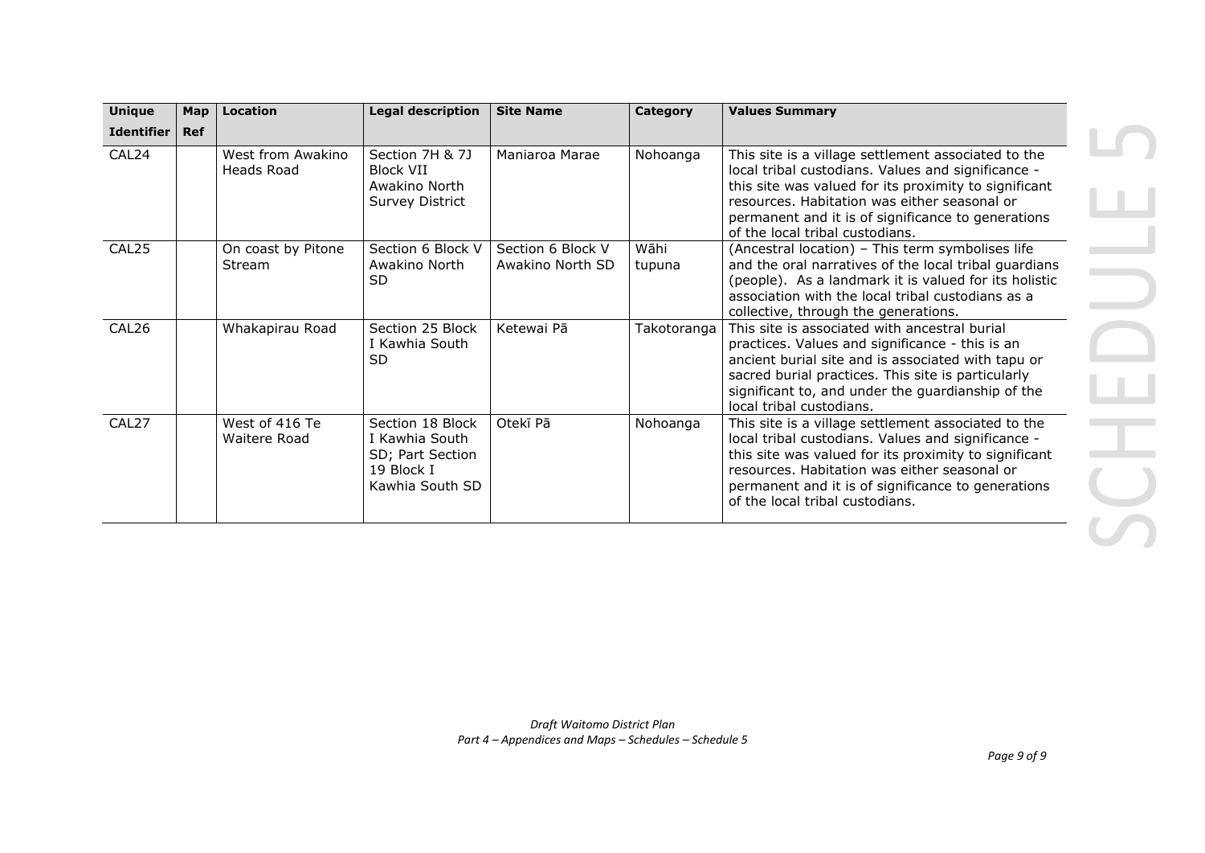| Unique Identifier | Map Ref | Location | Legal description | Site Name | Category | Values Summary |
|---|---|---|---|---|---|---|
| CAL24 | | West from Awakino Heads Road | Section 7H & 7J Block VII Awakino North Survey District | Maniaroa Marae | Nohoanga | This site is a village settlement associated to the local tribal custodians. Values and significance - this site was valued for its proximity to significant resources. Habitation was either seasonal or permanent and it is of significance to generations of the local tribal custodians. |
| CAL25 | | On coast by Pitone Stream | Section 6 Block V Awakino North SD | Section 6 Block V Awakino North SD | Wāhi tupuna | (Ancestral location) – This term symbolises life and the oral narratives of the local tribal guardians (people). As a landmark it is valued for its holistic association with the local tribal custodians as a collective, through the generations. |
| CAL26 | | Whakapirau Road | Section 25 Block I Kawhia South SD | Ketewai Pā | Takotoranga | This site is associated with ancestral burial practices. Values and significance - this is an ancient burial site and is associated with tapu or sacred burial practices. This site is particularly significant to, and under the guardianship of the local tribal custodians. |
| CAL27 | | West of 416 Te Waitere Road | Section 18 Block I Kawhia South SD; Part Section 19 Block I Kawhia South SD | Otekī Pā | Nohoanga | This site is a village settlement associated to the local tribal custodians. Values and significance - this site was valued for its proximity to significant resources. Habitation was either seasonal or permanent and it is of significance to generations of the local tribal custodians. |